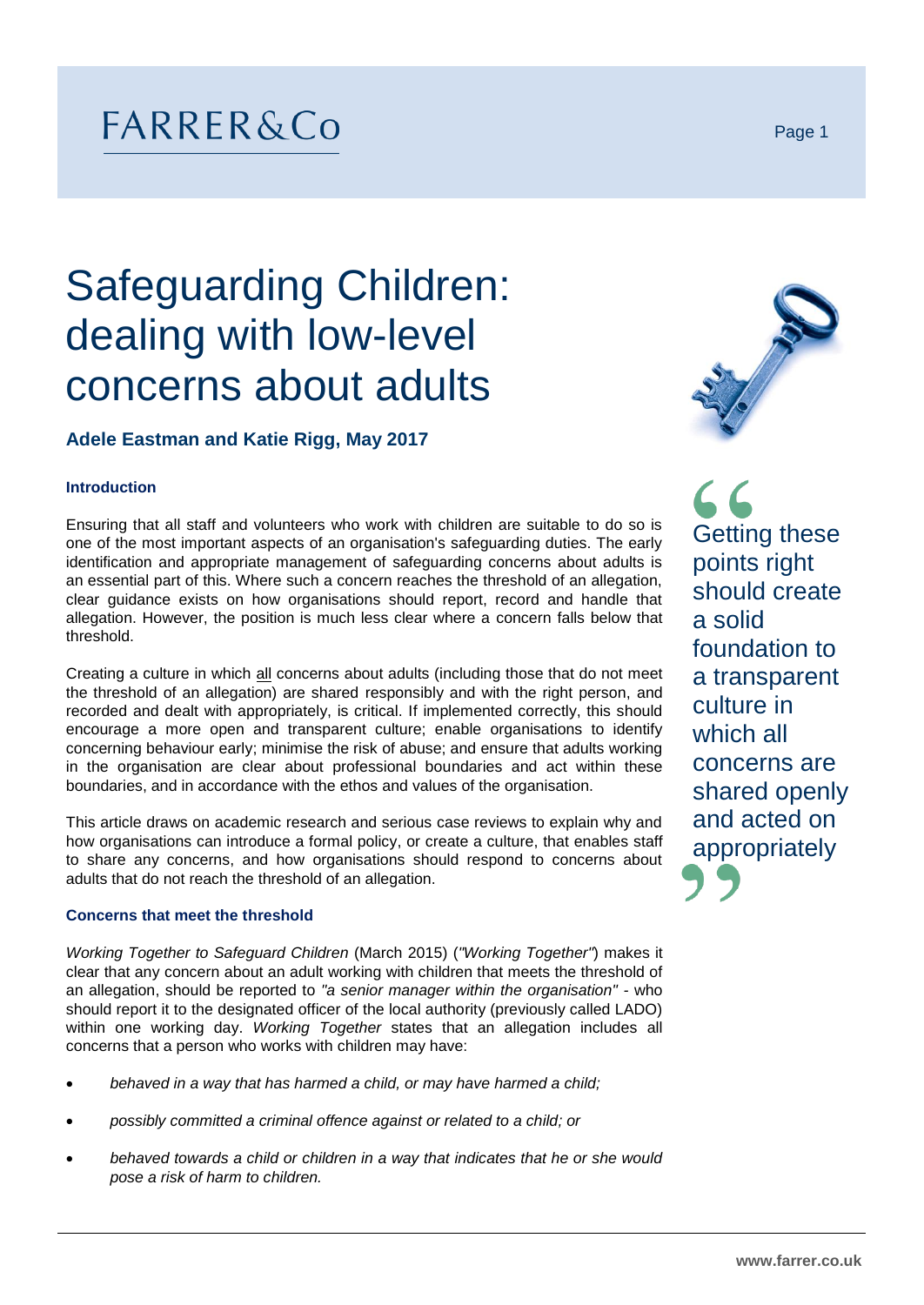# Safeguarding Children: dealing with low-level concerns about adults

**Adele Eastman and Katie Rigg, May 2017**

### Introduction

Ensuring that all staff and volunteers who work with children are suitable to do so is one of the most important aspects of an organisation's safeguarding duties. The early identification and appropriate management of safeguarding concerns about adults is an essential part of this. Where such a concern reaches the threshold of an allegation, clear guidance exists on how organisations should report, record and handle that allegation. However, the position is much less clear where a concern falls below that threshold.

Creating a culture in which all concerns about adults (including those that do not meet the threshold of an allegation) are shared responsibly and with the right person, and recorded and dealt with appropriately, is critical. If implemented correctly, this should encourage a more open and transparent culture; enable organisations to identify concerning behaviour early; minimise the risk of abuse; and ensure that adults working in the organisation are clear about professional boundaries and act within these boundaries, and in accordance with the ethos and values of the organisation.

This article draws on academic research and serious case reviews to explain why and how organisations can introduce a formal policy, or create a culture, that enables staff to share any concerns, and how organisations should respond to concerns about adults that do not reach the threshold of an allegation.

> Getting these points right should create a solid foundation to a transparent culture in which all concerns are shared openly and acted on appropriately

### Concerns that meet the threshold

*Working Together to Safeguard Children* (March 2015) (*"Working Together"*) makes it clear that any concern about an adult working with children that meets the threshold of an allegation, should be reported to *"a senior manager within the organisation"* - who should report it to the designated officer of the local authority (previously called LADO) within one working day. *Working Together* states that an allegation includes all concerns that a person who works with children may have:

- *behaved in a way that has harmed a child, or may have harmed a child;*
- *possibly committed a criminal offence against or related to a child; or*
- *behaved towards a child or children in a way that indicates that he or she would pose a risk of harm to children.*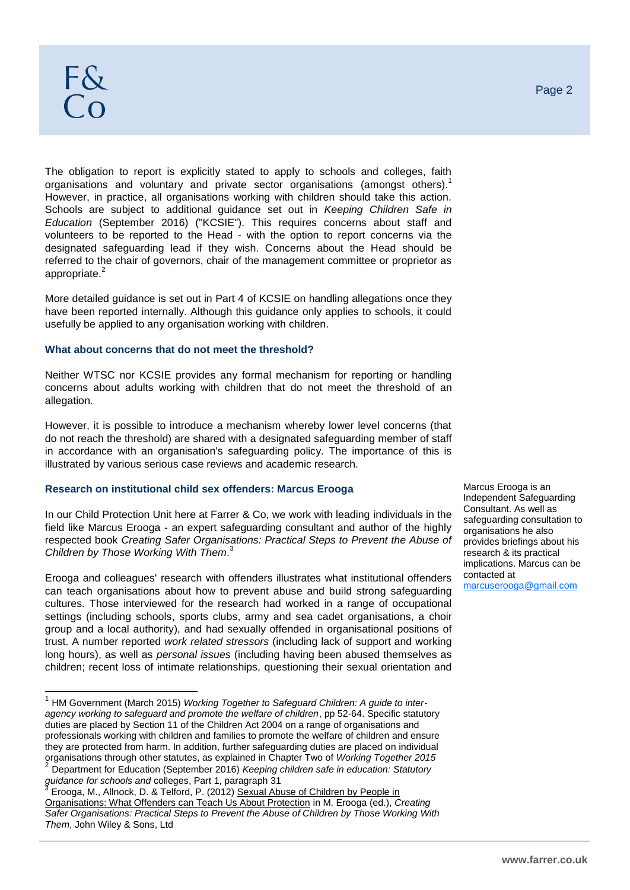The obligation to report is explicitly stated to apply to schools and colleges, faith organisations and voluntary and private sector organisations (amongst others).[1] However, in practice, all organisations working with children should take this action. Schools are subject to additional guidance set out in *Keeping Children Safe in Education* (September 2016) ("KCSIE"). This requires concerns about staff and volunteers to be reported to the Head - with the option to report concerns via the designated safeguarding lead if they wish. Concerns about the Head should be referred to the chair of governors, chair of the management committee or proprietor as appropriate.[2]

More detailed guidance is set out in Part 4 of KCSIE on handling allegations once they have been reported internally. Although this guidance only applies to schools, it could usefully be applied to any organisation working with children.

### What about concerns that do not meet the threshold?

Neither WTSC nor KCSIE provides any formal mechanism for reporting or handling concerns about adults working with children that do not meet the threshold of an allegation.

However, it is possible to introduce a mechanism whereby lower level concerns (that do not reach the threshold) are shared with a designated safeguarding member of staff in accordance with an organisation's safeguarding policy. The importance of this is illustrated by various serious case reviews and academic research.

### Research on institutional child sex offenders: Marcus Erooga

In our Child Protection Unit here at Farrer & Co, we work with leading individuals in the field like Marcus Erooga - an expert safeguarding consultant and author of the highly respected book *Creating Safer Organisations: Practical Steps to Prevent the Abuse of Children by Those Working With Them*.[3]

Marcus Erooga is an Independent Safeguarding Consultant. As well as safeguarding consultation to organisations he also provides briefings about his research & its practical implications. Marcus can be contacted at [marcuserooga@gmail.com](mailto:marcuserooga@gmail.com)

Erooga and colleagues' research with offenders illustrates what institutional offenders can teach organisations about how to prevent abuse and build strong safeguarding cultures. Those interviewed for the research had worked in a range of occupational settings (including schools, sports clubs, army and sea cadet organisations, a choir group and a local authority), and had sexually offended in organisational positions of trust. A number reported *work related stressors* (including lack of support and working long hours), as well as *personal issues* (including having been abused themselves as children; recent loss of intimate relationships, questioning their sexual orientation and

---

[1] HM Government (March 2015) *Working Together to Safeguard Children: A guide to inter-agency working to safeguard and promote the welfare of children*, pp 52-64. Specific statutory duties are placed by Section 11 of the Children Act 2004 on a range of organisations and professionals working with children and families to promote the welfare of children and ensure they are protected from harm. In addition, further safeguarding duties are placed on individual organisations through other statutes, as explained in Chapter Two of *Working Together 2015*

[2] Department for Education (September 2016) *Keeping children safe in education: Statutory guidance for schools and* colleges, Part 1, paragraph 31

[3] Erooga, M., Allnock, D. & Telford, P. (2012) Sexual Abuse of Children by People in Organisations: What Offenders can Teach Us About Protection in M. Erooga (ed.), *Creating Safer Organisations: Practical Steps to Prevent the Abuse of Children by Those Working With Them*, John Wiley & Sons, Ltd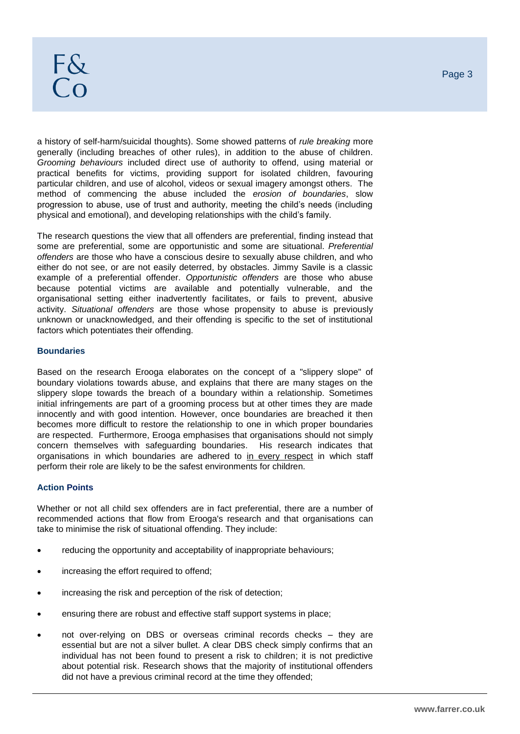a history of self-harm/suicidal thoughts). Some showed patterns of *rule breaking* more generally (including breaches of other rules), in addition to the abuse of children. *Grooming behaviours* included direct use of authority to offend, using material or practical benefits for victims, providing support for isolated children, favouring particular children, and use of alcohol, videos or sexual imagery amongst others. The method of commencing the abuse included the *erosion of boundaries*, slow progression to abuse, use of trust and authority, meeting the child's needs (including physical and emotional), and developing relationships with the child's family.

The research questions the view that all offenders are preferential, finding instead that some are preferential, some are opportunistic and some are situational. *Preferential offenders* are those who have a conscious desire to sexually abuse children, and who either do not see, or are not easily deterred, by obstacles. Jimmy Savile is a classic example of a preferential offender. *Opportunistic offenders* are those who abuse because potential victims are available and potentially vulnerable, and the organisational setting either inadvertently facilitates, or fails to prevent, abusive activity. *Situational offenders* are those whose propensity to abuse is previously unknown or unacknowledged, and their offending is specific to the set of institutional factors which potentiates their offending.

### Boundaries

Based on the research Erooga elaborates on the concept of a "slippery slope" of boundary violations towards abuse, and explains that there are many stages on the slippery slope towards the breach of a boundary within a relationship. Sometimes initial infringements are part of a grooming process but at other times they are made innocently and with good intention. However, once boundaries are breached it then becomes more difficult to restore the relationship to one in which proper boundaries are respected. Furthermore, Erooga emphasises that organisations should not simply concern themselves with safeguarding boundaries. His research indicates that organisations in which boundaries are adhered to <u>in every respect</u> in which staff perform their role are likely to be the safest environments for children.

### Action Points

Whether or not all child sex offenders are in fact preferential, there are a number of recommended actions that flow from Erooga's research and that organisations can take to minimise the risk of situational offending. They include:

- reducing the opportunity and acceptability of inappropriate behaviours;
- increasing the effort required to offend;
- increasing the risk and perception of the risk of detection;
- ensuring there are robust and effective staff support systems in place;
- not over-relying on DBS or overseas criminal records checks – they are essential but are not a silver bullet. A clear DBS check simply confirms that an individual has not been found to present a risk to children; it is not predictive about potential risk. Research shows that the majority of institutional offenders did not have a previous criminal record at the time they offended;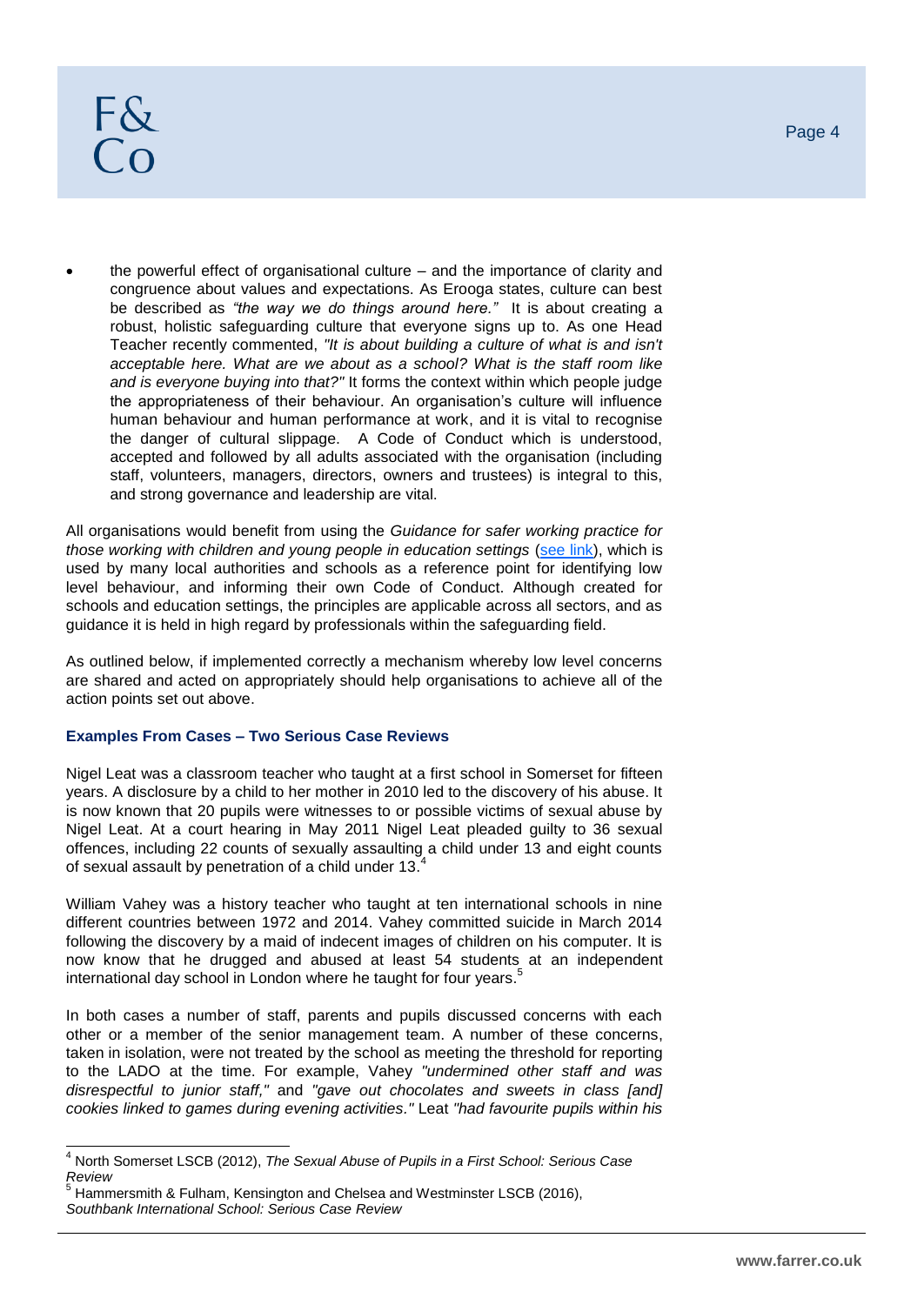- the powerful effect of organisational culture – and the importance of clarity and congruence about values and expectations. As Erooga states, culture can best be described as *"the way we do things around here."* It is about creating a robust, holistic safeguarding culture that everyone signs up to. As one Head Teacher recently commented, *"It is about building a culture of what is and isn't acceptable here. What are we about as a school? What is the staff room like and is everyone buying into that?"* It forms the context within which people judge the appropriateness of their behaviour. An organisation's culture will influence human behaviour and human performance at work, and it is vital to recognise the danger of cultural slippage. A Code of Conduct which is understood, accepted and followed by all adults associated with the organisation (including staff, volunteers, managers, directors, owners and trustees) is integral to this, and strong governance and leadership are vital.

All organisations would benefit from using the *Guidance for safer working practice for those working with children and young people in education settings* (see link), which is used by many local authorities and schools as a reference point for identifying low level behaviour, and informing their own Code of Conduct. Although created for schools and education settings, the principles are applicable across all sectors, and as guidance it is held in high regard by professionals within the safeguarding field.

As outlined below, if implemented correctly a mechanism whereby low level concerns are shared and acted on appropriately should help organisations to achieve all of the action points set out above.

### Examples From Cases – Two Serious Case Reviews

Nigel Leat was a classroom teacher who taught at a first school in Somerset for fifteen years. A disclosure by a child to her mother in 2010 led to the discovery of his abuse. It is now known that 20 pupils were witnesses to or possible victims of sexual abuse by Nigel Leat. At a court hearing in May 2011 Nigel Leat pleaded guilty to 36 sexual offences, including 22 counts of sexually assaulting a child under 13 and eight counts of sexual assault by penetration of a child under 13.[4]

William Vahey was a history teacher who taught at ten international schools in nine different countries between 1972 and 2014. Vahey committed suicide in March 2014 following the discovery by a maid of indecent images of children on his computer. It is now know that he drugged and abused at least 54 students at an independent international day school in London where he taught for four years.[5]

In both cases a number of staff, parents and pupils discussed concerns with each other or a member of the senior management team. A number of these concerns, taken in isolation, were not treated by the school as meeting the threshold for reporting to the LADO at the time. For example, Vahey *"undermined other staff and was disrespectful to junior staff,"* and *"gave out chocolates and sweets in class [and] cookies linked to games during evening activities."* Leat *"had favourite pupils within his*

---

[4] North Somerset LSCB (2012), *The Sexual Abuse of Pupils in a First School: Serious Case Review*

[5] Hammersmith & Fulham, Kensington and Chelsea and Westminster LSCB (2016), *Southbank International School: Serious Case Review*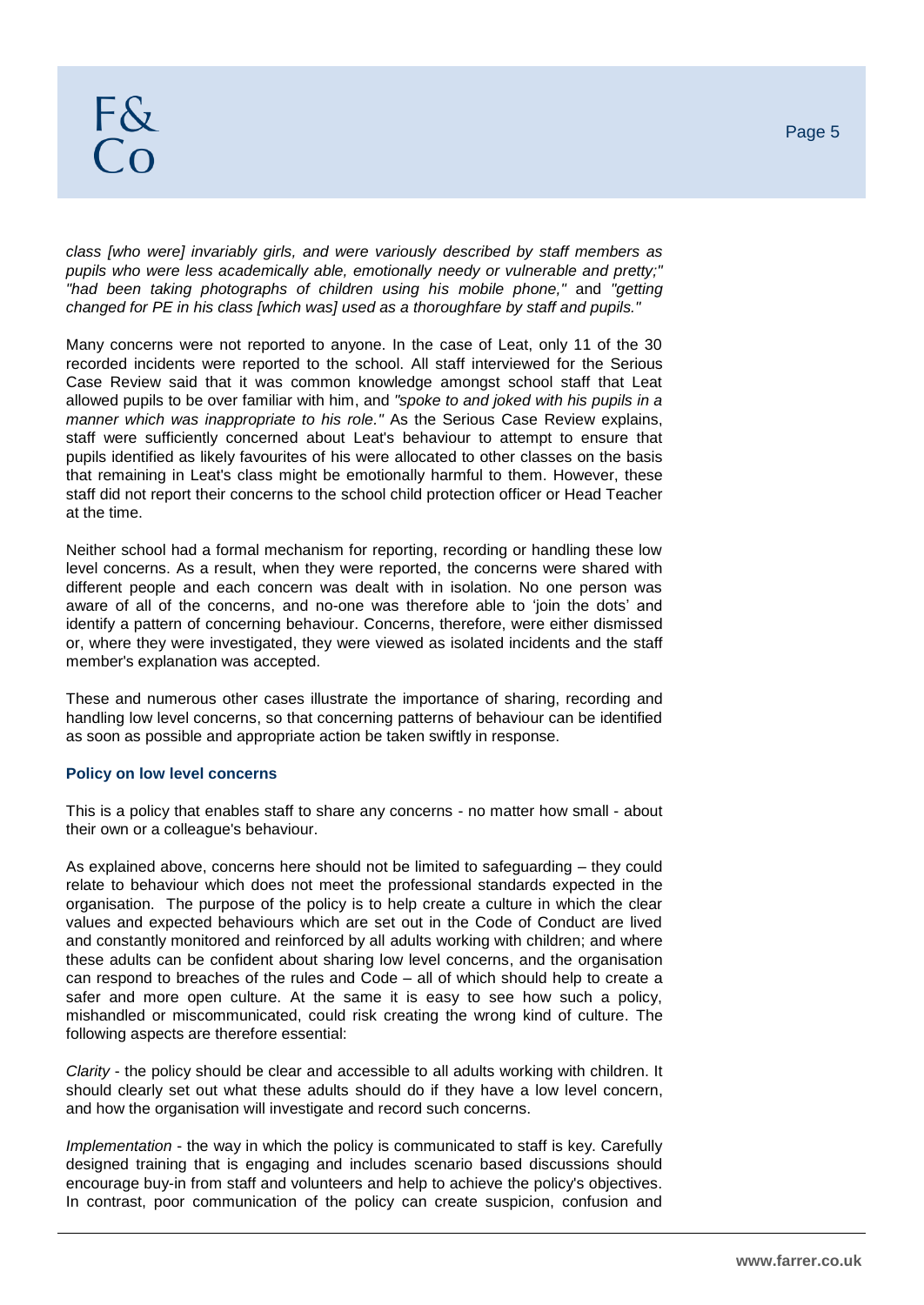*class [who were] invariably girls, and were variously described by staff members as pupils who were less academically able, emotionally needy or vulnerable and pretty;" "had been taking photographs of children using his mobile phone,"* and *"getting changed for PE in his class [which was] used as a thoroughfare by staff and pupils."*

Many concerns were not reported to anyone. In the case of Leat, only 11 of the 30 recorded incidents were reported to the school. All staff interviewed for the Serious Case Review said that it was common knowledge amongst school staff that Leat allowed pupils to be over familiar with him, and *"spoke to and joked with his pupils in a manner which was inappropriate to his role."* As the Serious Case Review explains, staff were sufficiently concerned about Leat's behaviour to attempt to ensure that pupils identified as likely favourites of his were allocated to other classes on the basis that remaining in Leat's class might be emotionally harmful to them. However, these staff did not report their concerns to the school child protection officer or Head Teacher at the time.

Neither school had a formal mechanism for reporting, recording or handling these low level concerns. As a result, when they were reported, the concerns were shared with different people and each concern was dealt with in isolation. No one person was aware of all of the concerns, and no-one was therefore able to 'join the dots' and identify a pattern of concerning behaviour. Concerns, therefore, were either dismissed or, where they were investigated, they were viewed as isolated incidents and the staff member's explanation was accepted.

These and numerous other cases illustrate the importance of sharing, recording and handling low level concerns, so that concerning patterns of behaviour can be identified as soon as possible and appropriate action be taken swiftly in response.

### Policy on low level concerns

This is a policy that enables staff to share any concerns - no matter how small - about their own or a colleague's behaviour.

As explained above, concerns here should not be limited to safeguarding – they could relate to behaviour which does not meet the professional standards expected in the organisation. The purpose of the policy is to help create a culture in which the clear values and expected behaviours which are set out in the Code of Conduct are lived and constantly monitored and reinforced by all adults working with children; and where these adults can be confident about sharing low level concerns, and the organisation can respond to breaches of the rules and Code – all of which should help to create a safer and more open culture. At the same it is easy to see how such a policy, mishandled or miscommunicated, could risk creating the wrong kind of culture. The following aspects are therefore essential:

*Clarity* - the policy should be clear and accessible to all adults working with children. It should clearly set out what these adults should do if they have a low level concern, and how the organisation will investigate and record such concerns.

*Implementation* - the way in which the policy is communicated to staff is key. Carefully designed training that is engaging and includes scenario based discussions should encourage buy-in from staff and volunteers and help to achieve the policy's objectives. In contrast, poor communication of the policy can create suspicion, confusion and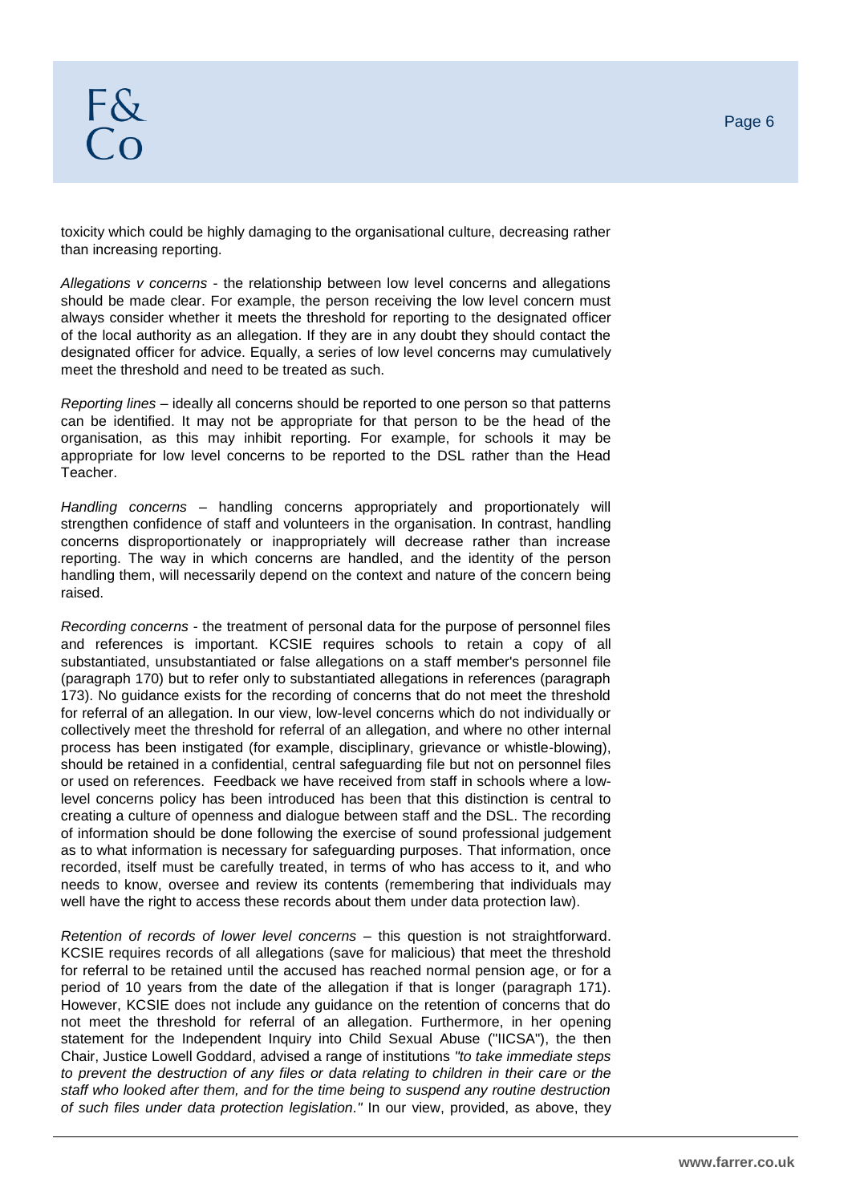toxicity which could be highly damaging to the organisational culture, decreasing rather than increasing reporting.

*Allegations v concerns* - the relationship between low level concerns and allegations should be made clear. For example, the person receiving the low level concern must always consider whether it meets the threshold for reporting to the designated officer of the local authority as an allegation. If they are in any doubt they should contact the designated officer for advice. Equally, a series of low level concerns may cumulatively meet the threshold and need to be treated as such.

*Reporting lines* – ideally all concerns should be reported to one person so that patterns can be identified. It may not be appropriate for that person to be the head of the organisation, as this may inhibit reporting. For example, for schools it may be appropriate for low level concerns to be reported to the DSL rather than the Head Teacher.

*Handling concerns* – handling concerns appropriately and proportionately will strengthen confidence of staff and volunteers in the organisation. In contrast, handling concerns disproportionately or inappropriately will decrease rather than increase reporting. The way in which concerns are handled, and the identity of the person handling them, will necessarily depend on the context and nature of the concern being raised.

*Recording concerns* - the treatment of personal data for the purpose of personnel files and references is important. KCSIE requires schools to retain a copy of all substantiated, unsubstantiated or false allegations on a staff member's personnel file (paragraph 170) but to refer only to substantiated allegations in references (paragraph 173). No guidance exists for the recording of concerns that do not meet the threshold for referral of an allegation. In our view, low-level concerns which do not individually or collectively meet the threshold for referral of an allegation, and where no other internal process has been instigated (for example, disciplinary, grievance or whistle-blowing), should be retained in a confidential, central safeguarding file but not on personnel files or used on references. Feedback we have received from staff in schools where a low-level concerns policy has been introduced has been that this distinction is central to creating a culture of openness and dialogue between staff and the DSL. The recording of information should be done following the exercise of sound professional judgement as to what information is necessary for safeguarding purposes. That information, once recorded, itself must be carefully treated, in terms of who has access to it, and who needs to know, oversee and review its contents (remembering that individuals may well have the right to access these records about them under data protection law).

*Retention of records of lower level concerns* – this question is not straightforward. KCSIE requires records of all allegations (save for malicious) that meet the threshold for referral to be retained until the accused has reached normal pension age, or for a period of 10 years from the date of the allegation if that is longer (paragraph 171). However, KCSIE does not include any guidance on the retention of concerns that do not meet the threshold for referral of an allegation. Furthermore, in her opening statement for the Independent Inquiry into Child Sexual Abuse ("IICSA"), the then Chair, Justice Lowell Goddard, advised a range of institutions *"to take immediate steps to prevent the destruction of any files or data relating to children in their care or the staff who looked after them, and for the time being to suspend any routine destruction of such files under data protection legislation."* In our view, provided, as above, they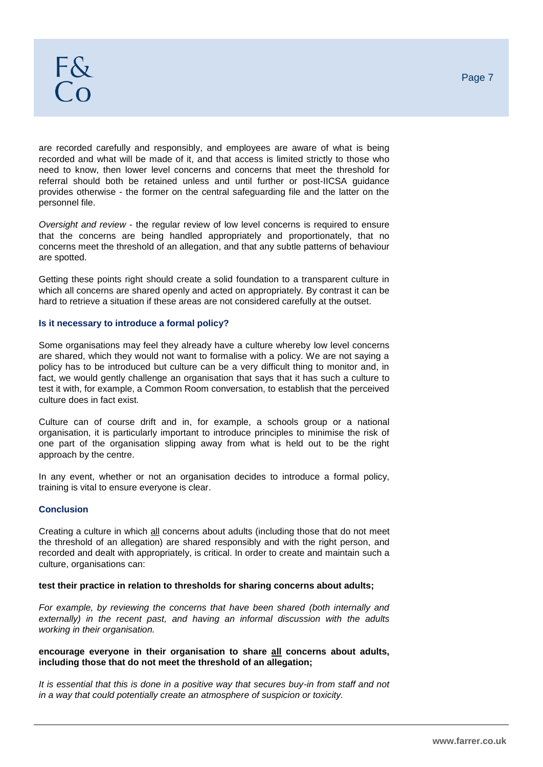are recorded carefully and responsibly, and employees are aware of what is being recorded and what will be made of it, and that access is limited strictly to those who need to know, then lower level concerns and concerns that meet the threshold for referral should both be retained unless and until further or post-IICSA guidance provides otherwise - the former on the central safeguarding file and the latter on the personnel file.

*Oversight and review* - the regular review of low level concerns is required to ensure that the concerns are being handled appropriately and proportionately, that no concerns meet the threshold of an allegation, and that any subtle patterns of behaviour are spotted.

Getting these points right should create a solid foundation to a transparent culture in which all concerns are shared openly and acted on appropriately. By contrast it can be hard to retrieve a situation if these areas are not considered carefully at the outset.

### Is it necessary to introduce a formal policy?

Some organisations may feel they already have a culture whereby low level concerns are shared, which they would not want to formalise with a policy. We are not saying a policy has to be introduced but culture can be a very difficult thing to monitor and, in fact, we would gently challenge an organisation that says that it has such a culture to test it with, for example, a Common Room conversation, to establish that the perceived culture does in fact exist.

Culture can of course drift and in, for example, a schools group or a national organisation, it is particularly important to introduce principles to minimise the risk of one part of the organisation slipping away from what is held out to be the right approach by the centre.

In any event, whether or not an organisation decides to introduce a formal policy, training is vital to ensure everyone is clear.

### Conclusion

Creating a culture in which <u>all</u> concerns about adults (including those that do not meet the threshold of an allegation) are shared responsibly and with the right person, and recorded and dealt with appropriately, is critical. In order to create and maintain such a culture, organisations can:

**test their practice in relation to thresholds for sharing concerns about adults;**

*For example, by reviewing the concerns that have been shared (both internally and externally) in the recent past, and having an informal discussion with the adults working in their organisation.*

**encourage everyone in their organisation to share <u>all</u> concerns about adults, including those that do not meet the threshold of an allegation;**

*It is essential that this is done in a positive way that secures buy-in from staff and not in a way that could potentially create an atmosphere of suspicion or toxicity.*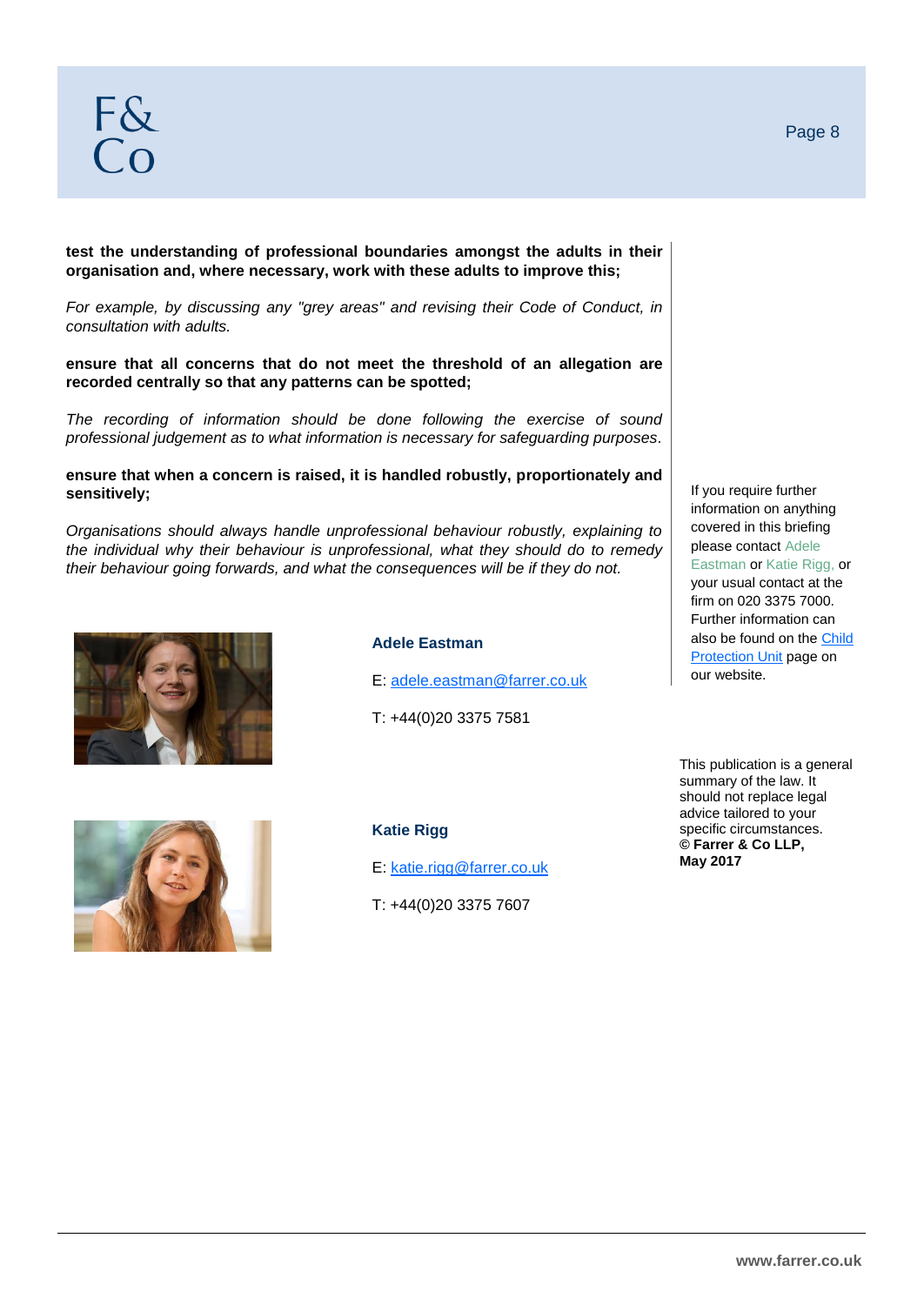**test the understanding of professional boundaries amongst the adults in their organisation and, where necessary, work with these adults to improve this;**

*For example, by discussing any "grey areas" and revising their Code of Conduct, in consultation with adults.*

**ensure that all concerns that do not meet the threshold of an allegation are recorded centrally so that any patterns can be spotted;**

*The recording of information should be done following the exercise of sound professional judgement as to what information is necessary for safeguarding purposes.*

**ensure that when a concern is raised, it is handled robustly, proportionately and sensitively;**

*Organisations should always handle unprofessional behaviour robustly, explaining to the individual why their behaviour is unprofessional, what they should do to remedy their behaviour going forwards, and what the consequences will be if they do not.*

**Adele Eastman**

E: adele.eastman@farrer.co.uk

T: +44(0)20 3375 7581

**Katie Rigg**

E: katie.rigg@farrer.co.uk

T: +44(0)20 3375 7607

If you require further information on anything covered in this briefing please contact Adele Eastman or Katie Rigg, or your usual contact at the firm on 020 3375 7000. Further information can also be found on the Child Protection Unit page on our website.

This publication is a general summary of the law. It should not replace legal advice tailored to your specific circumstances.
**© Farrer & Co LLP, May 2017**